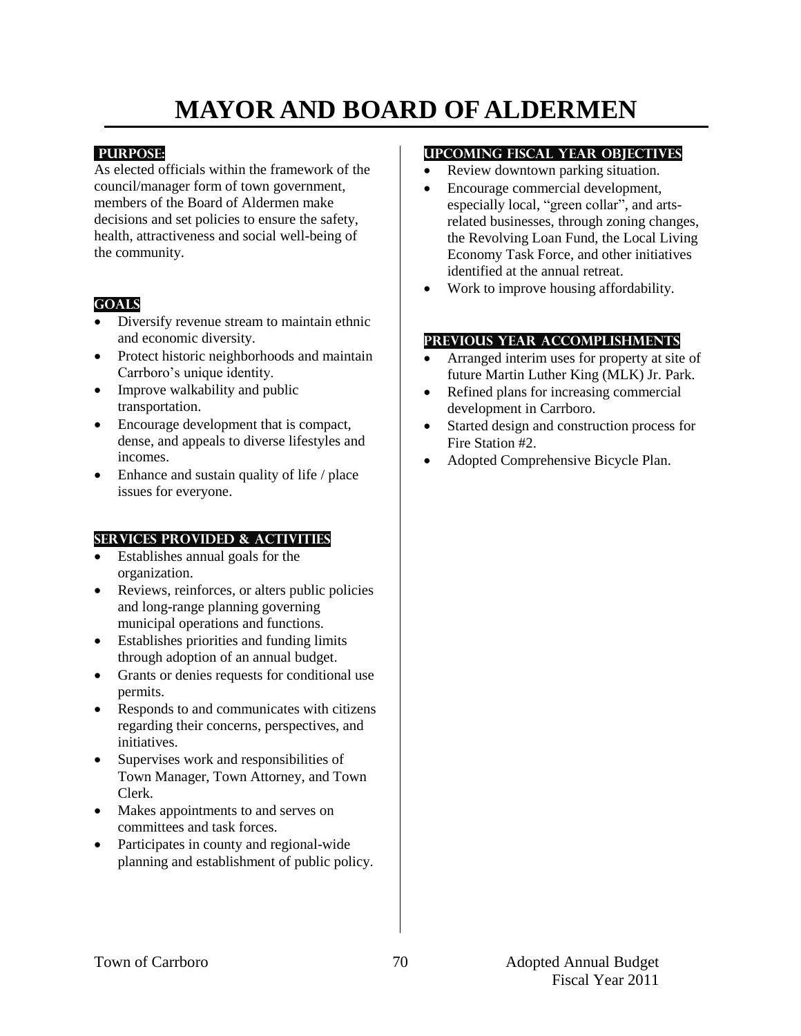# MAYOR AND BOARD OF ALDERMEN

## PURPOSE:

As elected officials within the framework of the council/manager form of town government, members of the Board of Aldermen make decisions and set policies to ensure the safety, health, attractiveness and social well-being of the community.

## GOALS

- Diversify revenue stream to maintain ethnic and economic diversity.
- Protect historic neighborhoods and maintain Carrboro's unique identity.
- Improve walkability and public transportation.
- Encourage development that is compact, dense, and appeals to diverse lifestyles and incomes.
- Enhance and sustain quality of life / place issues for everyone.

## SERVICES PROVIDED & ACTIVITIES

- Establishes annual goals for the organization.
- Reviews, reinforces, or alters public policies and long-range planning governing municipal operations and functions.
- Establishes priorities and funding limits through adoption of an annual budget.
- Grants or denies requests for conditional use permits.
- Responds to and communicates with citizens regarding their concerns, perspectives, and initiatives.
- Supervises work and responsibilities of Town Manager, Town Attorney, and Town Clerk.
- Makes appointments to and serves on committees and task forces.
- Participates in county and regional-wide planning and establishment of public policy.

## UPCOMING FISCAL YEAR OBJECTIVES

- Review downtown parking situation.
- Encourage commercial development, especially local, "green collar", and arts-related businesses, through zoning changes, the Revolving Loan Fund, the Local Living Economy Task Force, and other initiatives identified at the annual retreat.
- Work to improve housing affordability.

## PREVIOUS YEAR ACCOMPLISHMENTS

- Arranged interim uses for property at site of future Martin Luther King (MLK) Jr. Park.
- Refined plans for increasing commercial development in Carrboro.
- Started design and construction process for Fire Station #2.
- Adopted Comprehensive Bicycle Plan.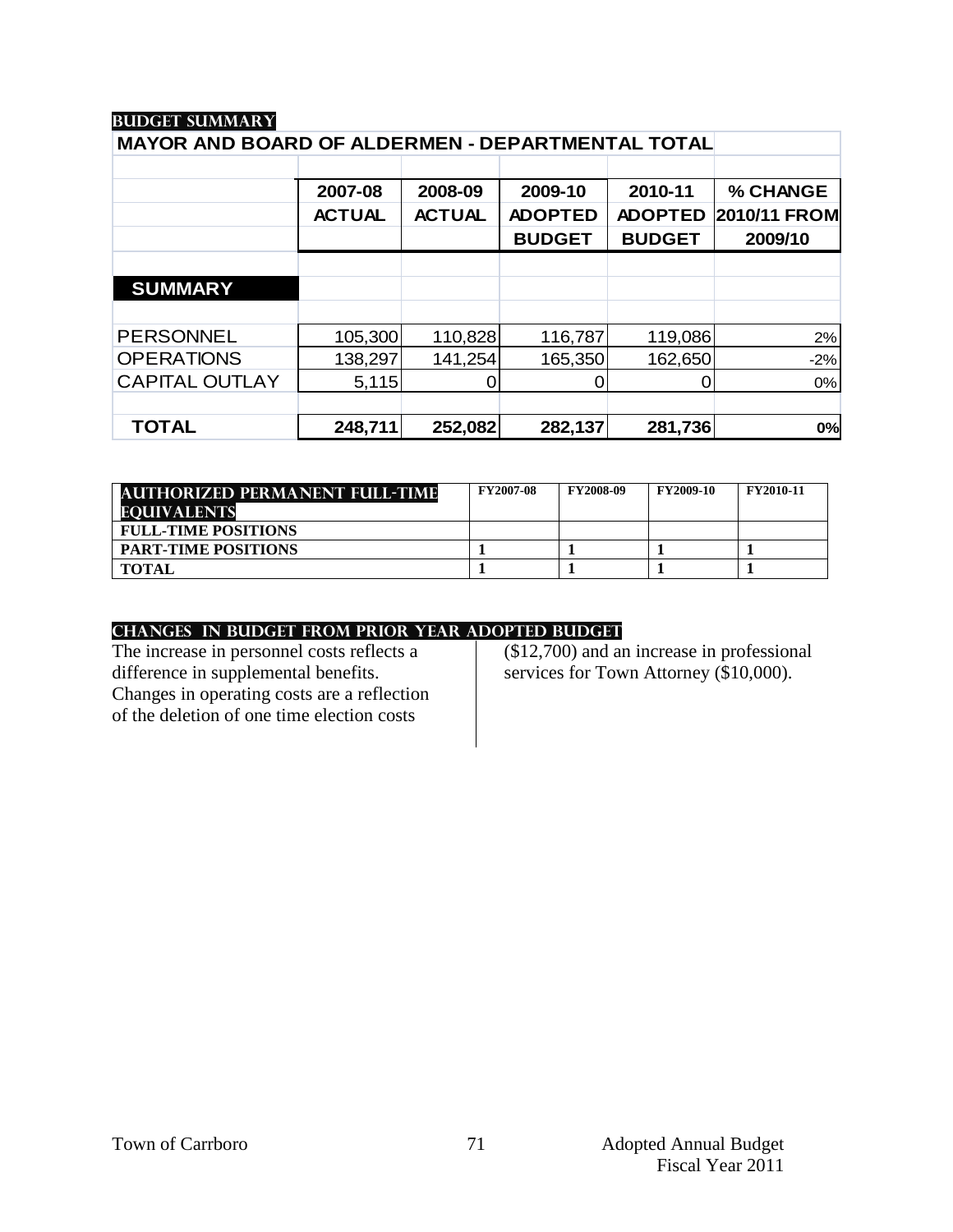## BUDGET SUMMARY

| MAYOR AND BOARD OF ALDERMEN - DEPARTMENTAL TOTAL | | | | | |
|---|---|---|---|---|---|
| | 2007-08 ACTUAL | 2008-09 ACTUAL | 2009-10 ADOPTED BUDGET | 2010-11 ADOPTED BUDGET | % CHANGE 2010/11 FROM 2009/10 |
| **SUMMARY** | | | | | |
| PERSONNEL | 105,300 | 110,828 | 116,787 | 119,086 | 2% |
| OPERATIONS | 138,297 | 141,254 | 165,350 | 162,650 | -2% |
| CAPITAL OUTLAY | 5,115 | 0 | 0 | 0 | 0% |
| **TOTAL** | **248,711** | **252,082** | **282,137** | **281,736** | **0%** |

| AUTHORIZED PERMANENT FULL-TIME EQUIVALENTS | FY2007-08 | FY2008-09 | FY2009-10 | FY2010-11 |
|---|---|---|---|---|
| FULL-TIME POSITIONS | | | | |
| PART-TIME POSITIONS | 1 | 1 | 1 | 1 |
| TOTAL | 1 | 1 | 1 | 1 |

## CHANGES IN BUDGET FROM PRIOR YEAR ADOPTED BUDGET

The increase in personnel costs reflects a difference in supplemental benefits. Changes in operating costs are a reflection of the deletion of one time election costs ($12,700) and an increase in professional services for Town Attorney ($10,000).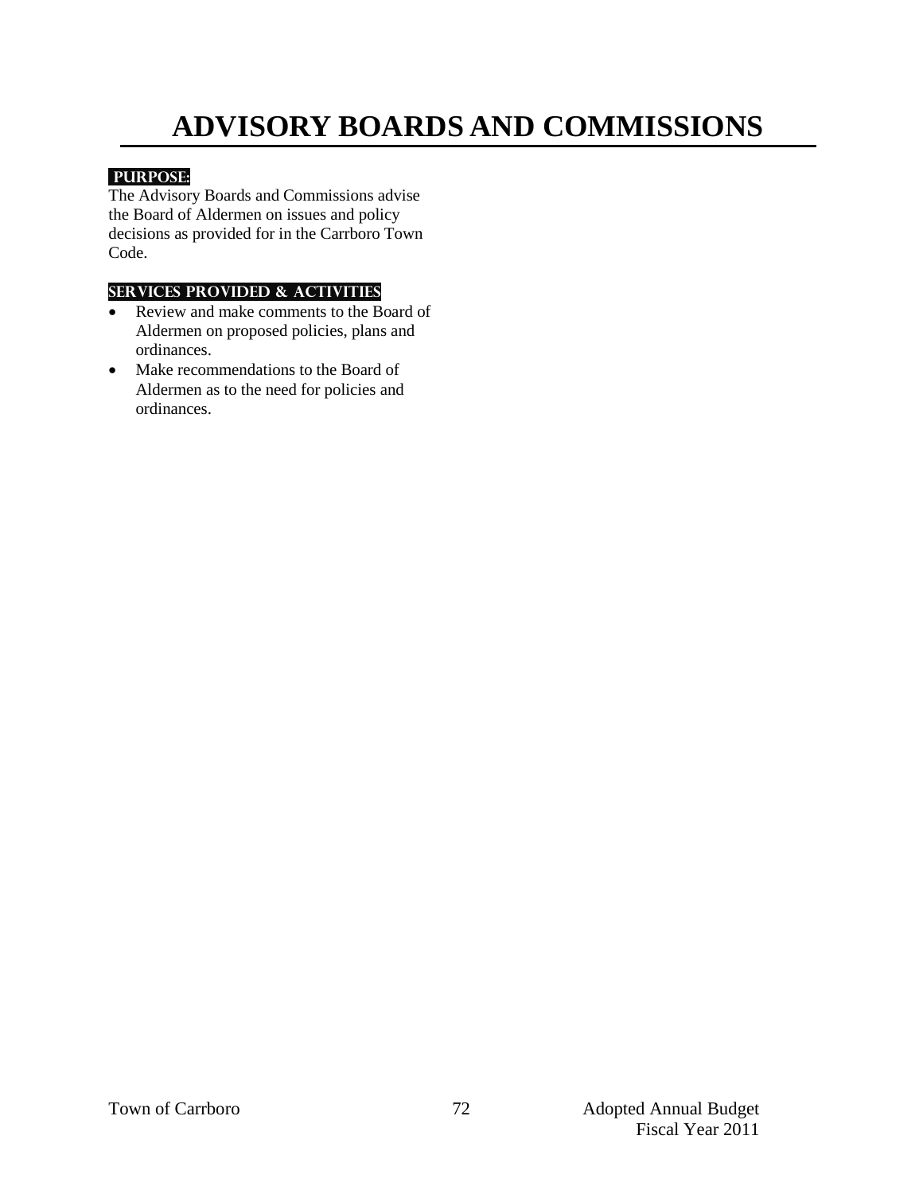# ADVISORY BOARDS AND COMMISSIONS

## PURPOSE:

The Advisory Boards and Commissions advise the Board of Aldermen on issues and policy decisions as provided for in the Carrboro Town Code.

## SERVICES PROVIDED & ACTIVITIES

- Review and make comments to the Board of Aldermen on proposed policies, plans and ordinances.
- Make recommendations to the Board of Aldermen as to the need for policies and ordinances.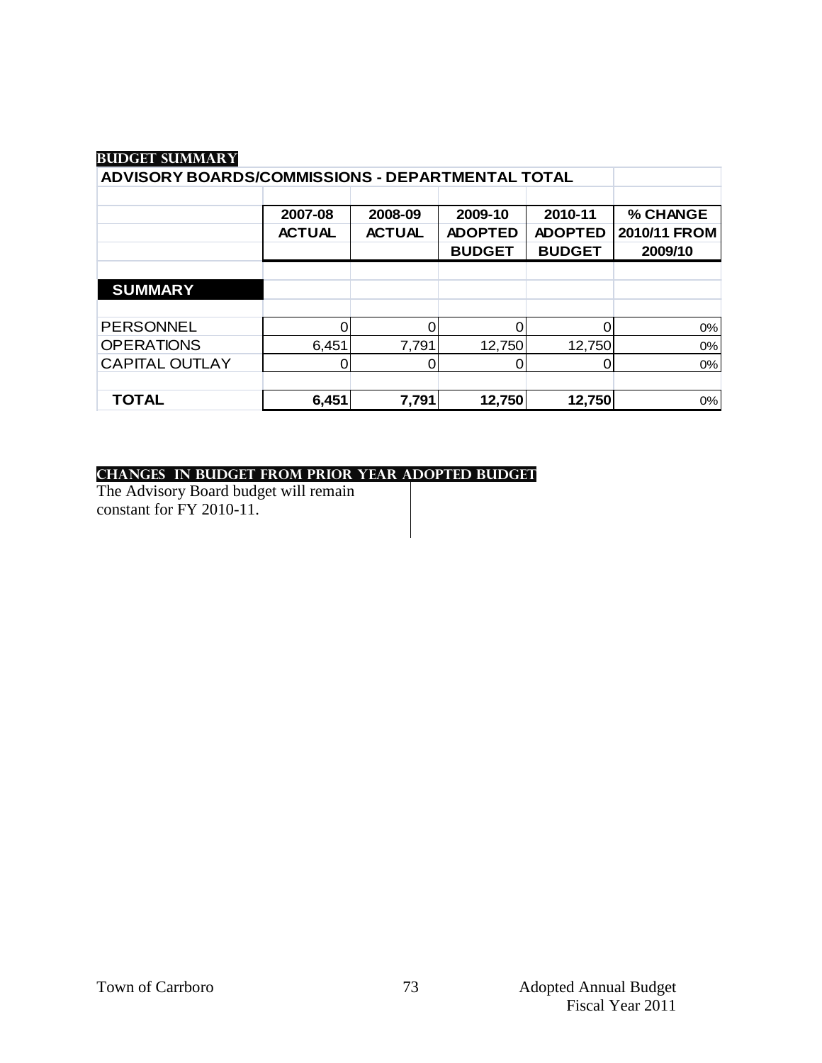## BUDGET SUMMARY

| ADVISORY BOARDS/COMMISSIONS - DEPARTMENTAL TOTAL | | | | | |
|---|---|---|---|---|---|
| | 2007-08 ACTUAL | 2008-09 ACTUAL | 2009-10 ADOPTED BUDGET | 2010-11 ADOPTED BUDGET | % CHANGE 2010/11 FROM 2009/10 |
| **SUMMARY** | | | | | |
| PERSONNEL | 0 | 0 | 0 | 0 | 0% |
| OPERATIONS | 6,451 | 7,791 | 12,750 | 12,750 | 0% |
| CAPITAL OUTLAY | 0 | 0 | 0 | 0 | 0% |
| **TOTAL** | **6,451** | **7,791** | **12,750** | **12,750** | 0% |

## CHANGES IN BUDGET FROM PRIOR YEAR ADOPTED BUDGET

The Advisory Board budget will remain constant for FY 2010-11.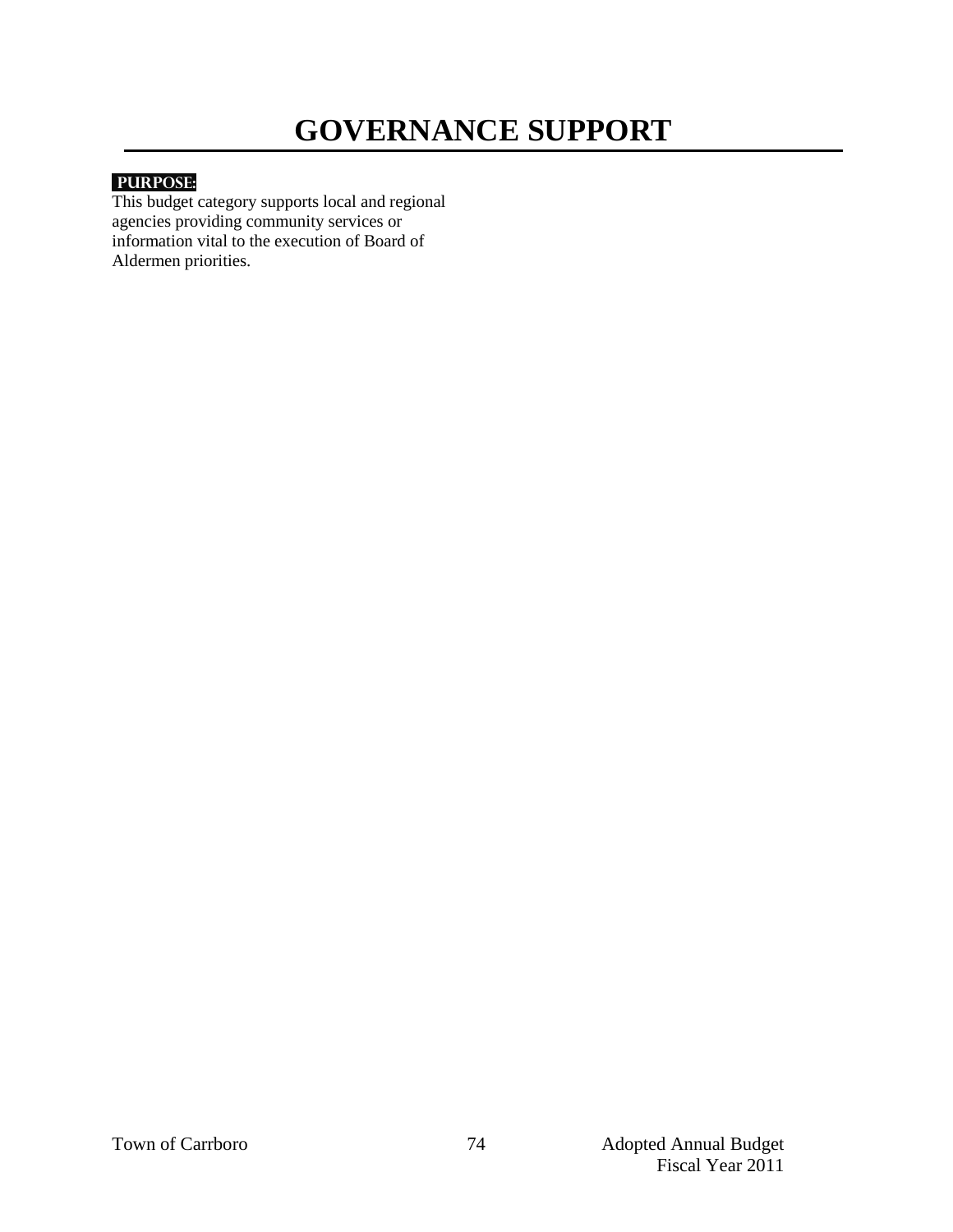# GOVERNANCE SUPPORT

**PURPOSE:**

This budget category supports local and regional agencies providing community services or information vital to the execution of Board of Aldermen priorities.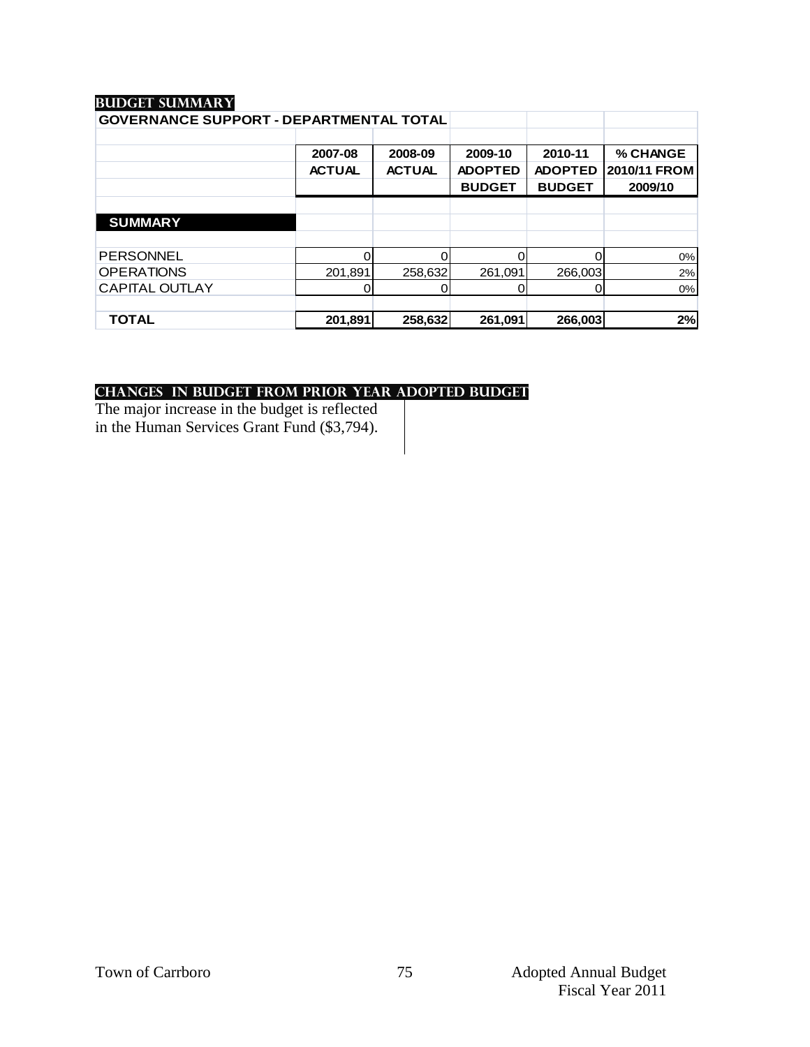## BUDGET SUMMARY

| GOVERNANCE SUPPORT - DEPARTMENTAL TOTAL | 2007-08 ACTUAL | 2008-09 ACTUAL | 2009-10 ADOPTED BUDGET | 2010-11 ADOPTED BUDGET | % CHANGE 2010/11 FROM 2009/10 |
|---|---|---|---|---|---|
| **SUMMARY** | | | | | |
| PERSONNEL | 0 | 0 | 0 | 0 | 0% |
| OPERATIONS | 201,891 | 258,632 | 261,091 | 266,003 | 2% |
| CAPITAL OUTLAY | 0 | 0 | 0 | 0 | 0% |
| **TOTAL** | **201,891** | **258,632** | **261,091** | **266,003** | **2%** |

## CHANGES IN BUDGET FROM PRIOR YEAR ADOPTED BUDGET

The major increase in the budget is reflected in the Human Services Grant Fund ($3,794).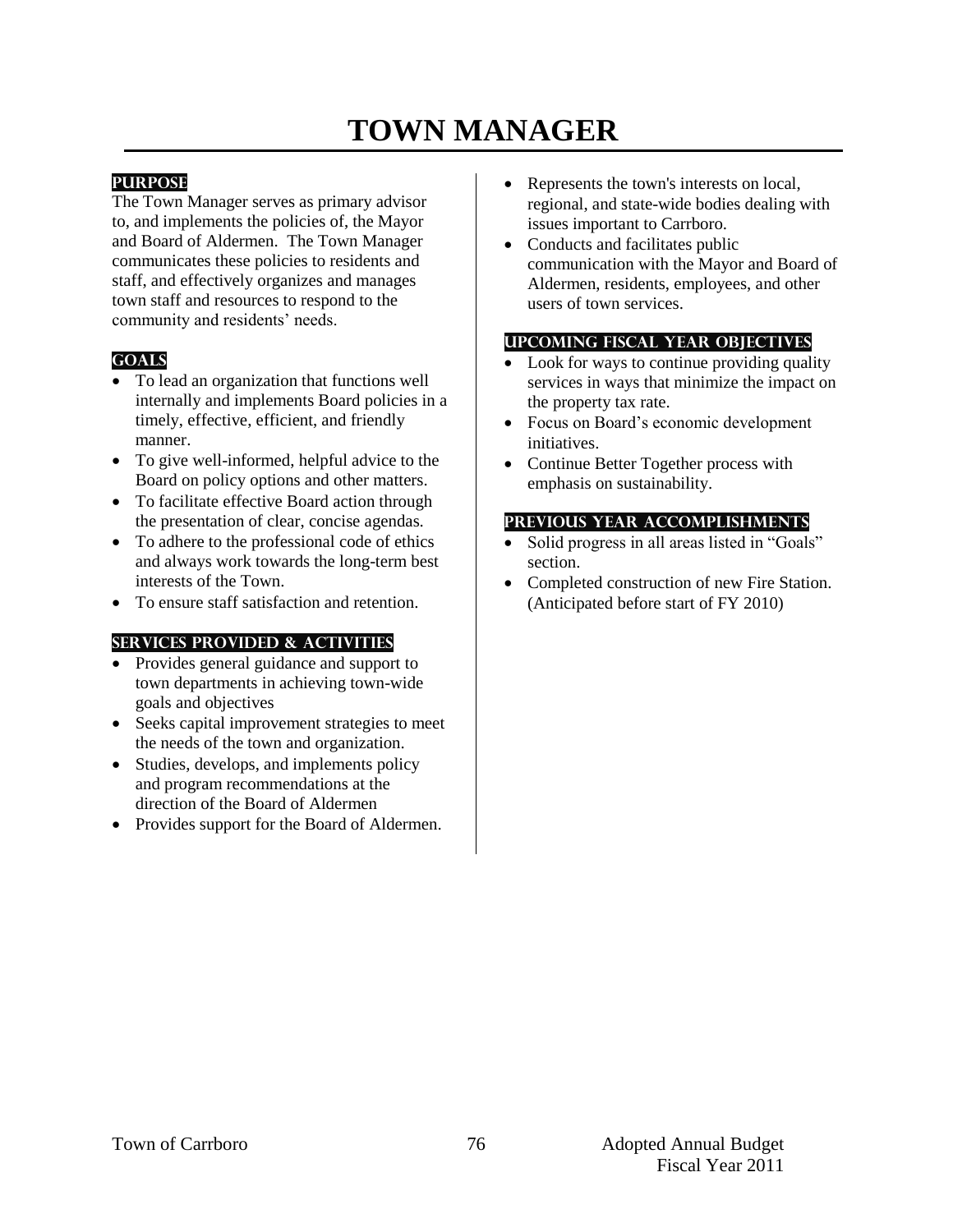# TOWN MANAGER

## PURPOSE

The Town Manager serves as primary advisor to, and implements the policies of, the Mayor and Board of Aldermen. The Town Manager communicates these policies to residents and staff, and effectively organizes and manages town staff and resources to respond to the community and residents' needs.

## GOALS

- To lead an organization that functions well internally and implements Board policies in a timely, effective, efficient, and friendly manner.
- To give well-informed, helpful advice to the Board on policy options and other matters.
- To facilitate effective Board action through the presentation of clear, concise agendas.
- To adhere to the professional code of ethics and always work towards the long-term best interests of the Town.
- To ensure staff satisfaction and retention.

## SERVICES PROVIDED & ACTIVITIES

- Provides general guidance and support to town departments in achieving town-wide goals and objectives
- Seeks capital improvement strategies to meet the needs of the town and organization.
- Studies, develops, and implements policy and program recommendations at the direction of the Board of Aldermen
- Provides support for the Board of Aldermen.
- Represents the town's interests on local, regional, and state-wide bodies dealing with issues important to Carrboro.
- Conducts and facilitates public communication with the Mayor and Board of Aldermen, residents, employees, and other users of town services.

## UPCOMING FISCAL YEAR OBJECTIVES

- Look for ways to continue providing quality services in ways that minimize the impact on the property tax rate.
- Focus on Board's economic development initiatives.
- Continue Better Together process with emphasis on sustainability.

## PREVIOUS YEAR ACCOMPLISHMENTS

- Solid progress in all areas listed in "Goals" section.
- Completed construction of new Fire Station. (Anticipated before start of FY 2010)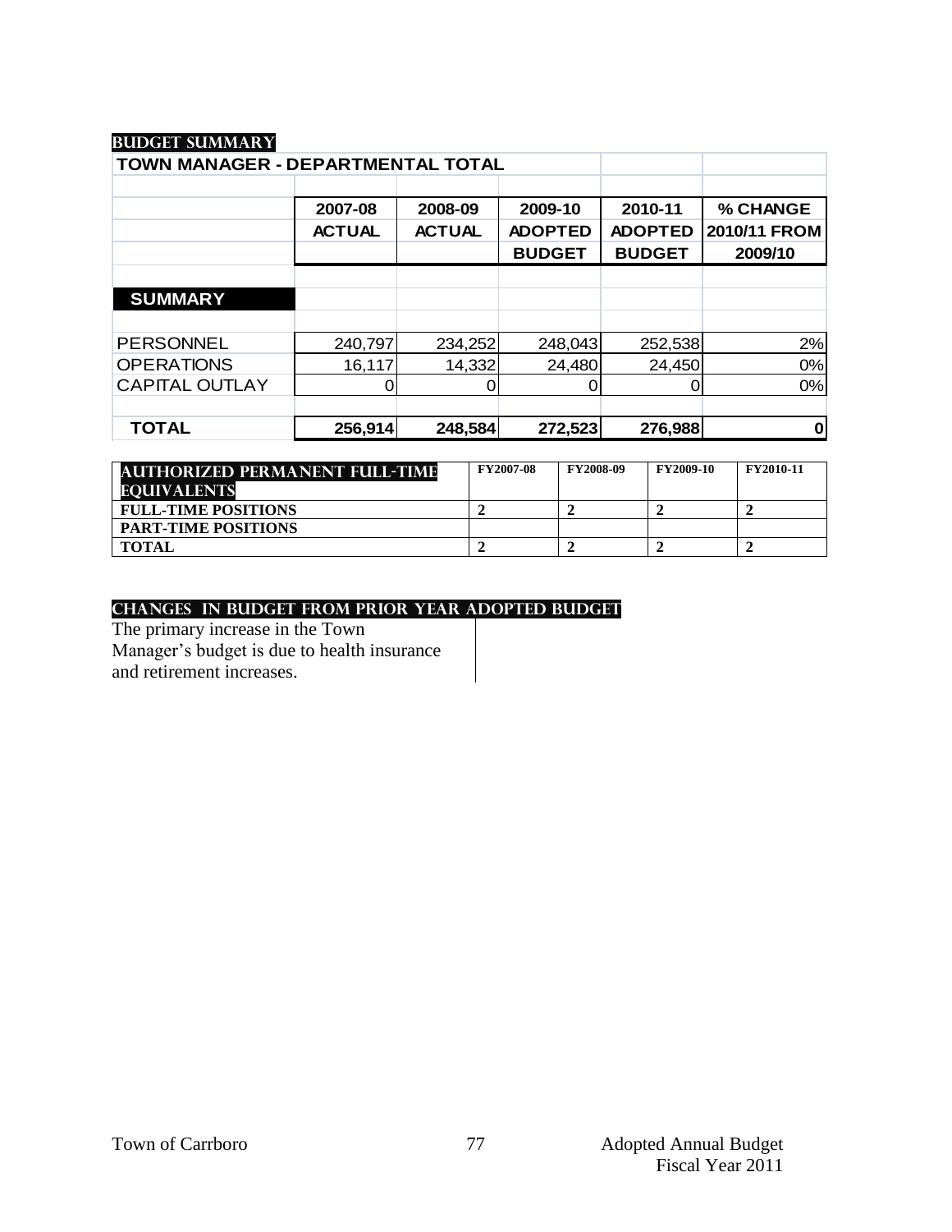## BUDGET SUMMARY

| TOWN MANAGER - DEPARTMENTAL TOTAL | | | | | |
|---|---|---|---|---|---|
| | 2007-08 ACTUAL | 2008-09 ACTUAL | 2009-10 ADOPTED BUDGET | 2010-11 ADOPTED BUDGET | % CHANGE 2010/11 FROM 2009/10 |
| **SUMMARY** | | | | | |
| PERSONNEL | 240,797 | 234,252 | 248,043 | 252,538 | 2% |
| OPERATIONS | 16,117 | 14,332 | 24,480 | 24,450 | 0% |
| CAPITAL OUTLAY | 0 | 0 | 0 | 0 | 0% |
| **TOTAL** | **256,914** | **248,584** | **272,523** | **276,988** | **0** |

| AUTHORIZED PERMANENT FULL-TIME EQUIVALENTS | FY2007-08 | FY2008-09 | FY2009-10 | FY2010-11 |
|---|---|---|---|---|
| **FULL-TIME POSITIONS** | 2 | 2 | 2 | 2 |
| **PART-TIME POSITIONS** | | | | |
| **TOTAL** | 2 | 2 | 2 | 2 |

## CHANGES IN BUDGET FROM PRIOR YEAR ADOPTED BUDGET

The primary increase in the Town Manager's budget is due to health insurance and retirement increases.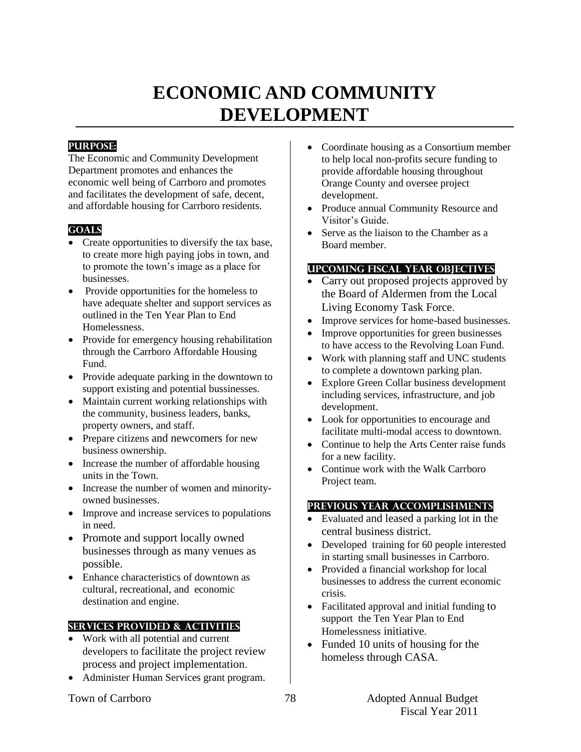# ECONOMIC AND COMMUNITY DEVELOPMENT

## PURPOSE:

The Economic and Community Development Department promotes and enhances the economic well being of Carrboro and promotes and facilitates the development of safe, decent, and affordable housing for Carrboro residents.

## GOALS

- Create opportunities to diversify the tax base, to create more high paying jobs in town, and to promote the town's image as a place for businesses.
- Provide opportunities for the homeless to have adequate shelter and support services as outlined in the Ten Year Plan to End Homelessness.
- Provide for emergency housing rehabilitation through the Carrboro Affordable Housing Fund.
- Provide adequate parking in the downtown to support existing and potential bussinesses.
- Maintain current working relationships with the community, business leaders, banks, property owners, and staff.
- Prepare citizens and newcomers for new business ownership.
- Increase the number of affordable housing units in the Town.
- Increase the number of women and minority-owned businesses.
- Improve and increase services to populations in need.
- Promote and support locally owned businesses through as many venues as possible.
- Enhance characteristics of downtown as cultural, recreational, and economic destination and engine.

## SERVICES PROVIDED & ACTIVITIES

- Work with all potential and current developers to facilitate the project review process and project implementation.
- Administer Human Services grant program.
- Coordinate housing as a Consortium member to help local non-profits secure funding to provide affordable housing throughout Orange County and oversee project development.
- Produce annual Community Resource and Visitor's Guide.
- Serve as the liaison to the Chamber as a Board member.

## UPCOMING FISCAL YEAR OBJECTIVES

- Carry out proposed projects approved by the Board of Aldermen from the Local Living Economy Task Force.
- Improve services for home-based businesses.
- Improve opportunities for green businesses to have access to the Revolving Loan Fund.
- Work with planning staff and UNC students to complete a downtown parking plan.
- Explore Green Collar business development including services, infrastructure, and job development.
- Look for opportunities to encourage and facilitate multi-modal access to downtown.
- Continue to help the Arts Center raise funds for a new facility.
- Continue work with the Walk Carrboro Project team.

## PREVIOUS YEAR ACCOMPLISHMENTS

- Evaluated and leased a parking lot in the central business district.
- Developed training for 60 people interested in starting small businesses in Carrboro.
- Provided a financial workshop for local businesses to address the current economic crisis.
- Facilitated approval and initial funding to support the Ten Year Plan to End Homelessness initiative.
- Funded 10 units of housing for the homeless through CASA.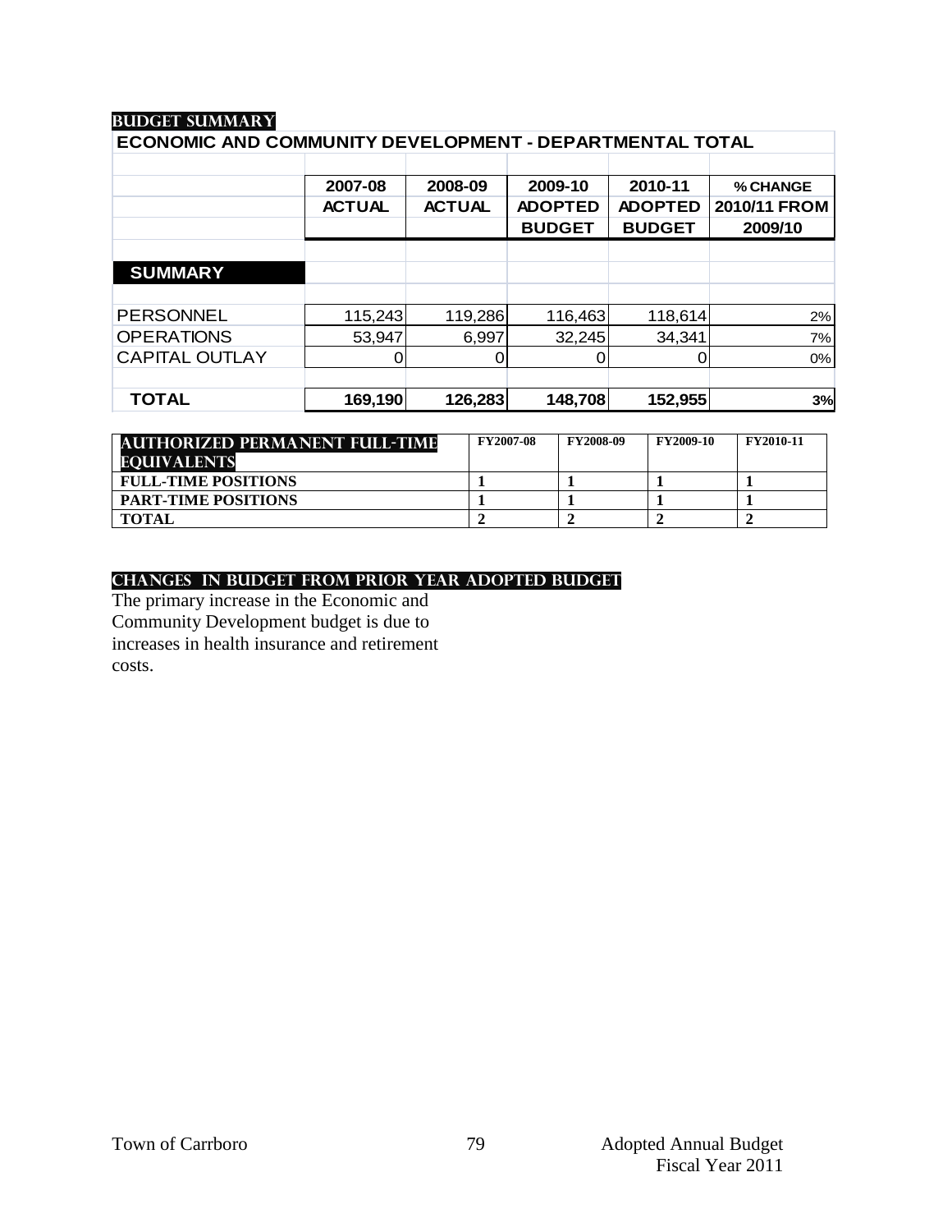## BUDGET SUMMARY

### ECONOMIC AND COMMUNITY DEVELOPMENT - DEPARTMENTAL TOTAL

| | 2007-08 ACTUAL | 2008-09 ACTUAL | 2009-10 ADOPTED BUDGET | 2010-11 ADOPTED BUDGET | % CHANGE 2010/11 FROM 2009/10 |
|---|---|---|---|---|---|
| **SUMMARY** | | | | | |
| PERSONNEL | 115,243 | 119,286 | 116,463 | 118,614 | 2% |
| OPERATIONS | 53,947 | 6,997 | 32,245 | 34,341 | 7% |
| CAPITAL OUTLAY | 0 | 0 | 0 | 0 | 0% |
| **TOTAL** | **169,190** | **126,283** | **148,708** | **152,955** | **3%** |

| AUTHORIZED PERMANENT FULL-TIME EQUIVALENTS | FY2007-08 | FY2008-09 | FY2009-10 | FY2010-11 |
|---|---|---|---|---|
| **FULL-TIME POSITIONS** | 1 | 1 | 1 | 1 |
| **PART-TIME POSITIONS** | 1 | 1 | 1 | 1 |
| **TOTAL** | 2 | 2 | 2 | 2 |

## CHANGES IN BUDGET FROM PRIOR YEAR ADOPTED BUDGET

The primary increase in the Economic and Community Development budget is due to increases in health insurance and retirement costs.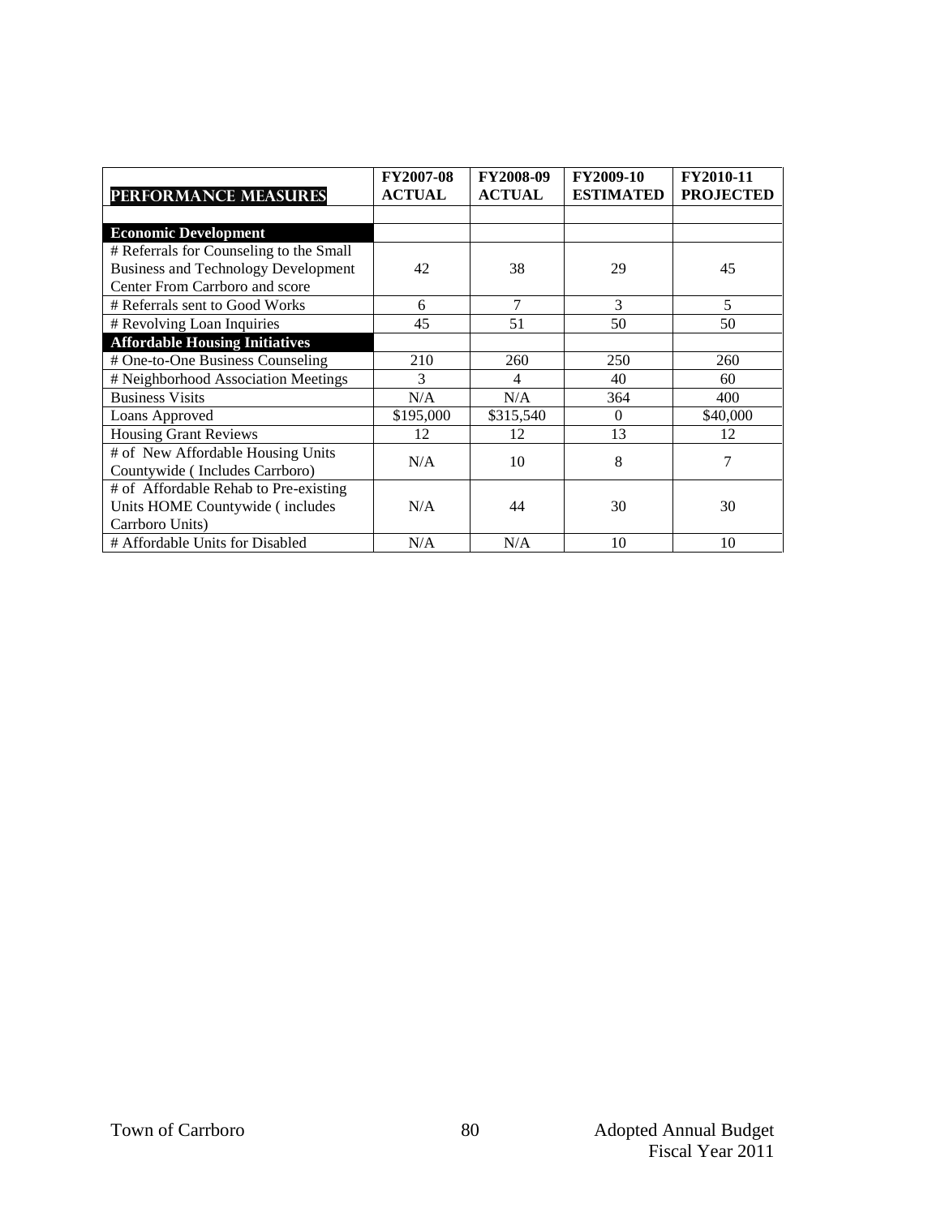| PERFORMANCE MEASURES | FY2007-08 ACTUAL | FY2008-09 ACTUAL | FY2009-10 ESTIMATED | FY2010-11 PROJECTED |
|---|---|---|---|---|
| | | | | |
| **Economic Development** | | | | |
| # Referrals for Counseling to the Small Business and Technology Development Center From Carrboro and score | 42 | 38 | 29 | 45 |
| # Referrals sent to Good Works | 6 | 7 | 3 | 5 |
| # Revolving Loan Inquiries | 45 | 51 | 50 | 50 |
| **Affordable Housing Initiatives** | | | | |
| # One-to-One Business Counseling | 210 | 260 | 250 | 260 |
| # Neighborhood Association Meetings | 3 | 4 | 40 | 60 |
| Business Visits | N/A | N/A | 364 | 400 |
| Loans Approved | $195,000 | $315,540 | 0 | $40,000 |
| Housing Grant Reviews | 12 | 12 | 13 | 12 |
| # of New Affordable Housing Units Countywide ( Includes Carrboro) | N/A | 10 | 8 | 7 |
| # of Affordable Rehab to Pre-existing Units HOME Countywide ( includes Carrboro Units) | N/A | 44 | 30 | 30 |
| # Affordable Units for Disabled | N/A | N/A | 10 | 10 |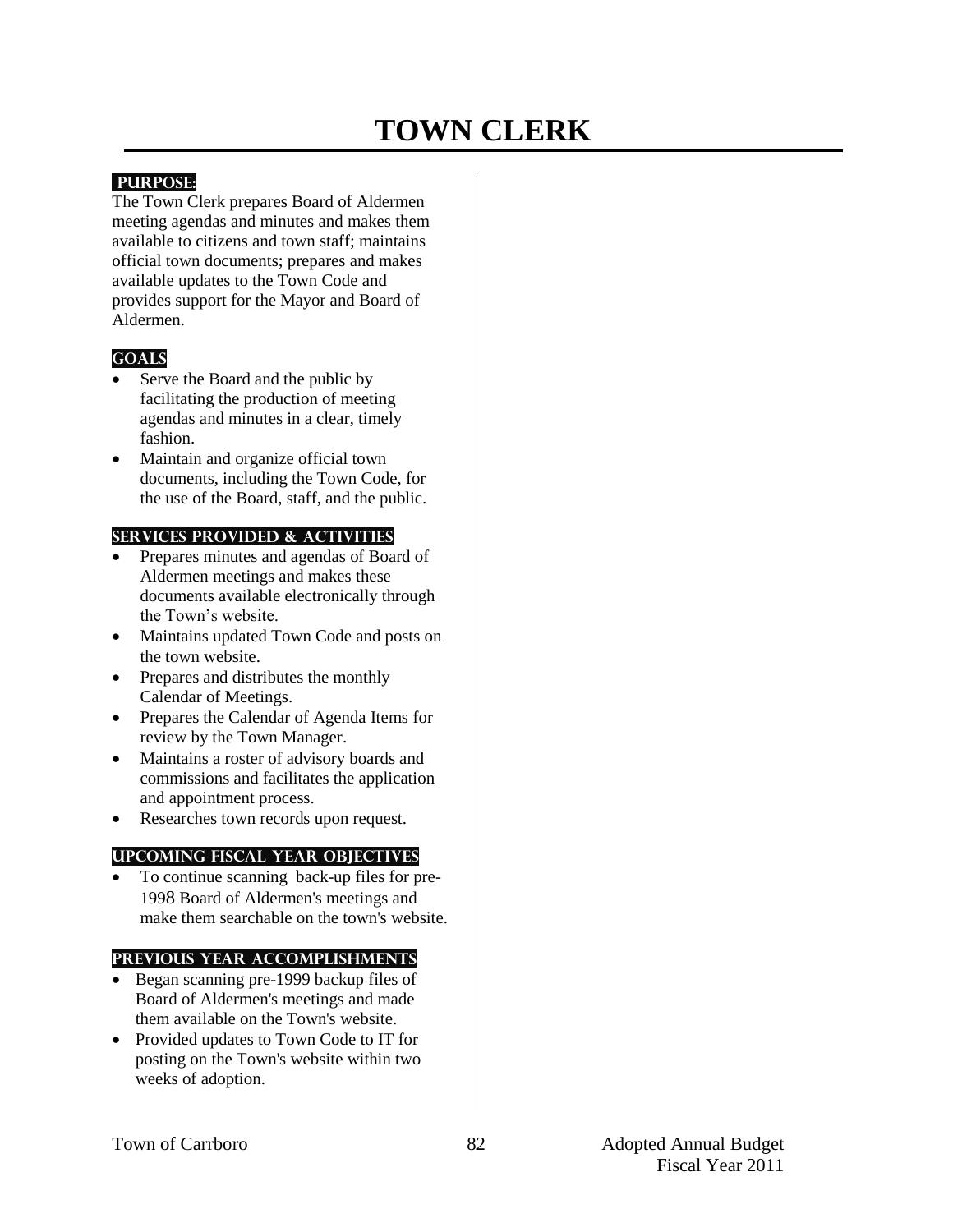# TOWN CLERK

## PURPOSE:

The Town Clerk prepares Board of Aldermen meeting agendas and minutes and makes them available to citizens and town staff; maintains official town documents; prepares and makes available updates to the Town Code and provides support for the Mayor and Board of Aldermen.

## GOALS

- Serve the Board and the public by facilitating the production of meeting agendas and minutes in a clear, timely fashion.
- Maintain and organize official town documents, including the Town Code, for the use of the Board, staff, and the public.

## SERVICES PROVIDED & ACTIVITIES

- Prepares minutes and agendas of Board of Aldermen meetings and makes these documents available electronically through the Town's website.
- Maintains updated Town Code and posts on the town website.
- Prepares and distributes the monthly Calendar of Meetings.
- Prepares the Calendar of Agenda Items for review by the Town Manager.
- Maintains a roster of advisory boards and commissions and facilitates the application and appointment process.
- Researches town records upon request.

## UPCOMING FISCAL YEAR OBJECTIVES

- To continue scanning back-up files for pre-1998 Board of Aldermen's meetings and make them searchable on the town's website.

## PREVIOUS YEAR ACCOMPLISHMENTS

- Began scanning pre-1999 backup files of Board of Aldermen's meetings and made them available on the Town's website.
- Provided updates to Town Code to IT for posting on the Town's website within two weeks of adoption.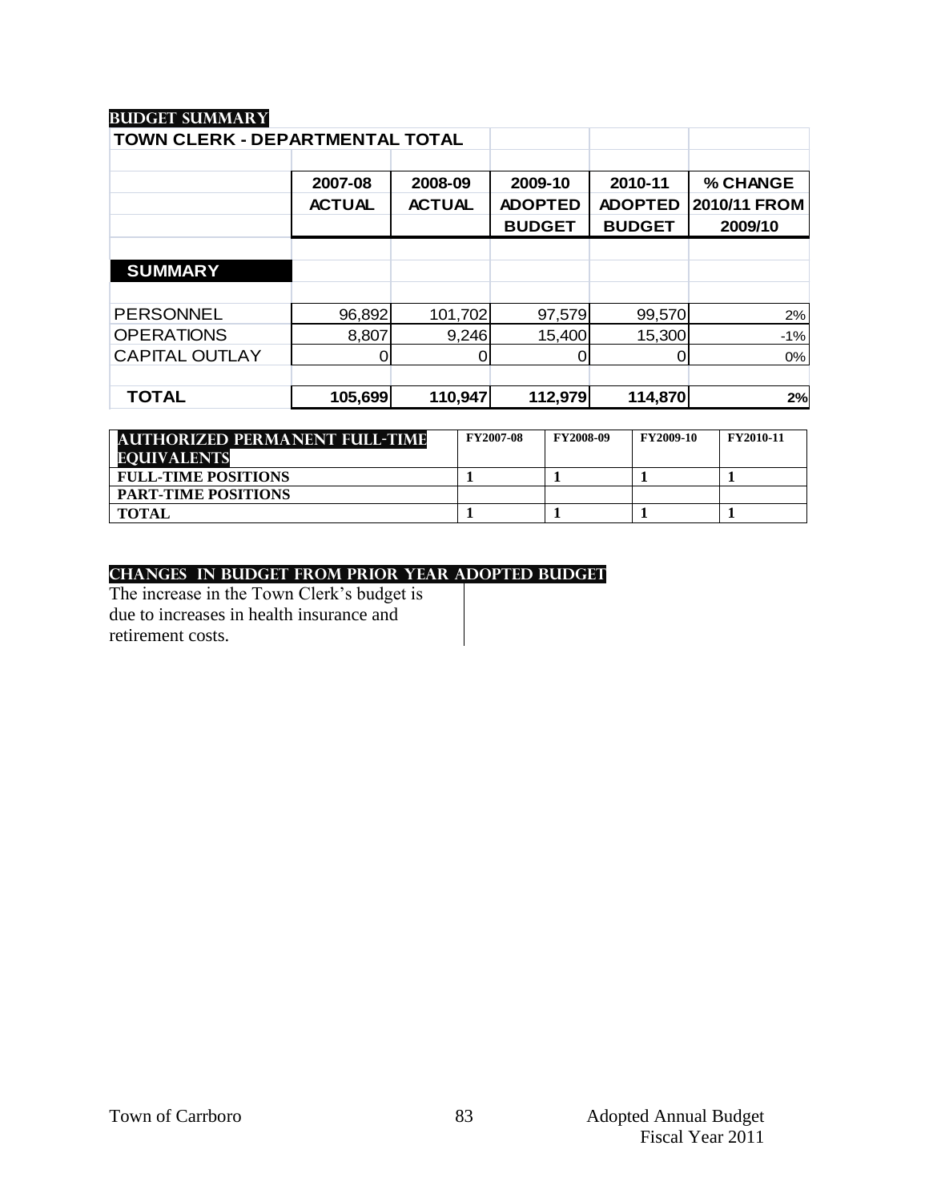## BUDGET SUMMARY

| TOWN CLERK - DEPARTMENTAL TOTAL | 2007-08 ACTUAL | 2008-09 ACTUAL | 2009-10 ADOPTED BUDGET | 2010-11 ADOPTED BUDGET | % CHANGE 2010/11 FROM 2009/10 |
|---|---|---|---|---|---|
| **SUMMARY** | | | | | |
| PERSONNEL | 96,892 | 101,702 | 97,579 | 99,570 | 2% |
| OPERATIONS | 8,807 | 9,246 | 15,400 | 15,300 | -1% |
| CAPITAL OUTLAY | 0 | 0 | 0 | 0 | 0% |
| **TOTAL** | **105,699** | **110,947** | **112,979** | **114,870** | **2%** |

| AUTHORIZED PERMANENT FULL-TIME EQUIVALENTS | FY2007-08 | FY2008-09 | FY2009-10 | FY2010-11 |
|---|---|---|---|---|
| FULL-TIME POSITIONS | 1 | 1 | 1 | 1 |
| PART-TIME POSITIONS | | | | |
| TOTAL | 1 | 1 | 1 | 1 |

## CHANGES IN BUDGET FROM PRIOR YEAR ADOPTED BUDGET

The increase in the Town Clerk's budget is due to increases in health insurance and retirement costs.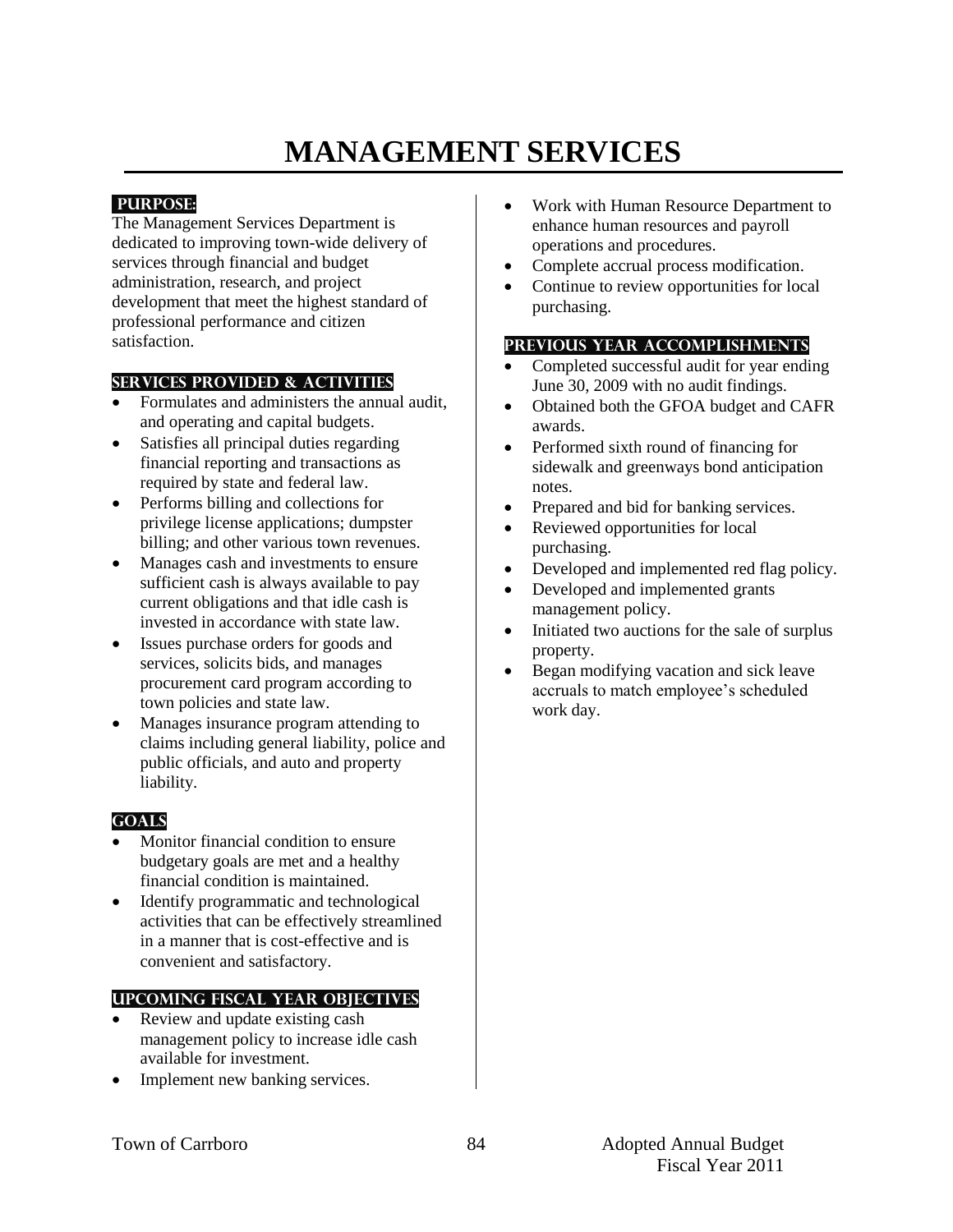# MANAGEMENT SERVICES

## PURPOSE:

The Management Services Department is dedicated to improving town-wide delivery of services through financial and budget administration, research, and project development that meet the highest standard of professional performance and citizen satisfaction.

## SERVICES PROVIDED & ACTIVITIES

- Formulates and administers the annual audit, and operating and capital budgets.
- Satisfies all principal duties regarding financial reporting and transactions as required by state and federal law.
- Performs billing and collections for privilege license applications; dumpster billing; and other various town revenues.
- Manages cash and investments to ensure sufficient cash is always available to pay current obligations and that idle cash is invested in accordance with state law.
- Issues purchase orders for goods and services, solicits bids, and manages procurement card program according to town policies and state law.
- Manages insurance program attending to claims including general liability, police and public officials, and auto and property liability.

## GOALS

- Monitor financial condition to ensure budgetary goals are met and a healthy financial condition is maintained.
- Identify programmatic and technological activities that can be effectively streamlined in a manner that is cost-effective and is convenient and satisfactory.

## UPCOMING FISCAL YEAR OBJECTIVES

- Review and update existing cash management policy to increase idle cash available for investment.
- Implement new banking services.
- Work with Human Resource Department to enhance human resources and payroll operations and procedures.
- Complete accrual process modification.
- Continue to review opportunities for local purchasing.

## PREVIOUS YEAR ACCOMPLISHMENTS

- Completed successful audit for year ending June 30, 2009 with no audit findings.
- Obtained both the GFOA budget and CAFR awards.
- Performed sixth round of financing for sidewalk and greenways bond anticipation notes.
- Prepared and bid for banking services.
- Reviewed opportunities for local purchasing.
- Developed and implemented red flag policy.
- Developed and implemented grants management policy.
- Initiated two auctions for the sale of surplus property.
- Began modifying vacation and sick leave accruals to match employee's scheduled work day.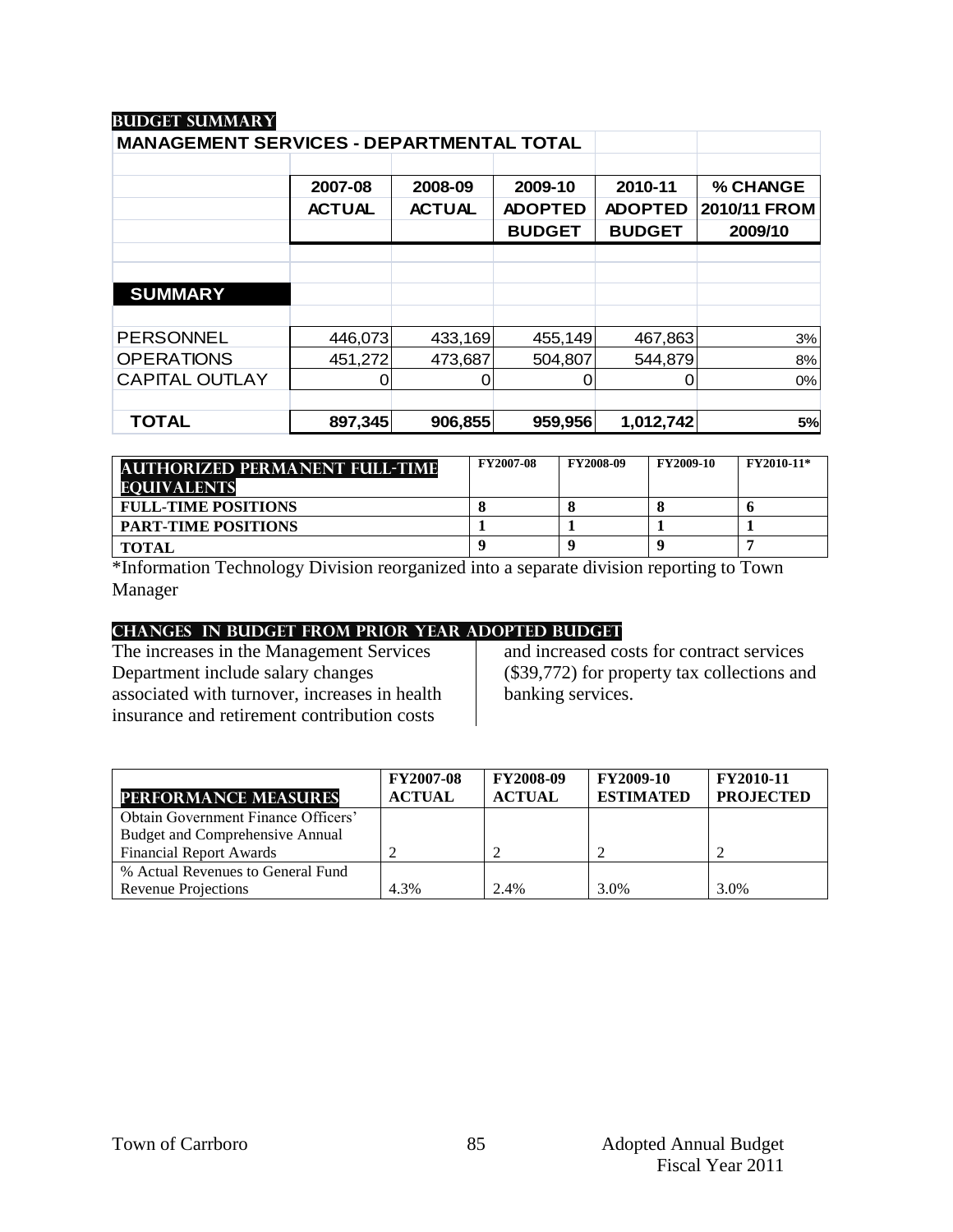## BUDGET SUMMARY

**MANAGEMENT SERVICES - DEPARTMENTAL TOTAL**

| | 2007-08 ACTUAL | 2008-09 ACTUAL | 2009-10 ADOPTED BUDGET | 2010-11 ADOPTED BUDGET | % CHANGE 2010/11 FROM 2009/10 |
|---|---|---|---|---|---|
| **SUMMARY** | | | | | |
| PERSONNEL | 446,073 | 433,169 | 455,149 | 467,863 | 3% |
| OPERATIONS | 451,272 | 473,687 | 504,807 | 544,879 | 8% |
| CAPITAL OUTLAY | 0 | 0 | 0 | 0 | 0% |
| **TOTAL** | **897,345** | **906,855** | **959,956** | **1,012,742** | **5%** |

| AUTHORIZED PERMANENT FULL-TIME EQUIVALENTS | FY2007-08 | FY2008-09 | FY2009-10 | FY2010-11* |
|---|---|---|---|---|
| **FULL-TIME POSITIONS** | **8** | **8** | **8** | **6** |
| **PART-TIME POSITIONS** | **1** | **1** | **1** | **1** |
| **TOTAL** | **9** | **9** | **9** | **7** |

*Information Technology Division reorganized into a separate division reporting to Town Manager

## CHANGES IN BUDGET FROM PRIOR YEAR ADOPTED BUDGET

The increases in the Management Services Department include salary changes associated with turnover, increases in health insurance and retirement contribution costs and increased costs for contract services ($39,772) for property tax collections and banking services.

| PERFORMANCE MEASURES | FY2007-08 ACTUAL | FY2008-09 ACTUAL | FY2009-10 ESTIMATED | FY2010-11 PROJECTED |
|---|---|---|---|---|
| Obtain Government Finance Officers' Budget and Comprehensive Annual Financial Report Awards | 2 | 2 | 2 | 2 |
| % Actual Revenues to General Fund Revenue Projections | 4.3% | 2.4% | 3.0% | 3.0% |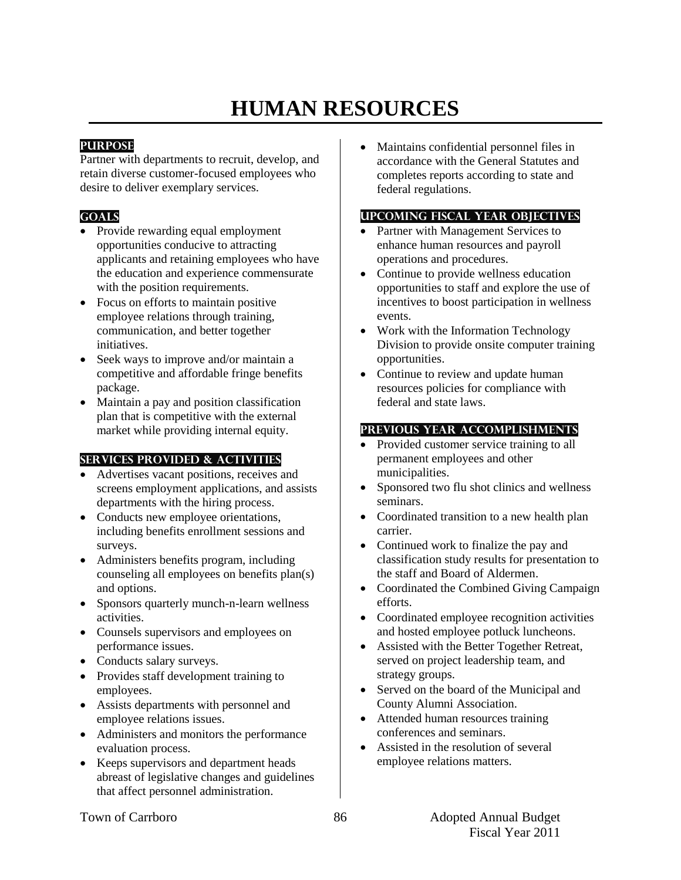# HUMAN RESOURCES

## PURPOSE

Partner with departments to recruit, develop, and retain diverse customer-focused employees who desire to deliver exemplary services.

## GOALS

- Provide rewarding equal employment opportunities conducive to attracting applicants and retaining employees who have the education and experience commensurate with the position requirements.
- Focus on efforts to maintain positive employee relations through training, communication, and better together initiatives.
- Seek ways to improve and/or maintain a competitive and affordable fringe benefits package.
- Maintain a pay and position classification plan that is competitive with the external market while providing internal equity.

## SERVICES PROVIDED & ACTIVITIES

- Advertises vacant positions, receives and screens employment applications, and assists departments with the hiring process.
- Conducts new employee orientations, including benefits enrollment sessions and surveys.
- Administers benefits program, including counseling all employees on benefits plan(s) and options.
- Sponsors quarterly munch-n-learn wellness activities.
- Counsels supervisors and employees on performance issues.
- Conducts salary surveys.
- Provides staff development training to employees.
- Assists departments with personnel and employee relations issues.
- Administers and monitors the performance evaluation process.
- Keeps supervisors and department heads abreast of legislative changes and guidelines that affect personnel administration.
- Maintains confidential personnel files in accordance with the General Statutes and completes reports according to state and federal regulations.

## UPCOMING FISCAL YEAR OBJECTIVES

- Partner with Management Services to enhance human resources and payroll operations and procedures.
- Continue to provide wellness education opportunities to staff and explore the use of incentives to boost participation in wellness events.
- Work with the Information Technology Division to provide onsite computer training opportunities.
- Continue to review and update human resources policies for compliance with federal and state laws.

## PREVIOUS YEAR ACCOMPLISHMENTS

- Provided customer service training to all permanent employees and other municipalities.
- Sponsored two flu shot clinics and wellness seminars.
- Coordinated transition to a new health plan carrier.
- Continued work to finalize the pay and classification study results for presentation to the staff and Board of Aldermen.
- Coordinated the Combined Giving Campaign efforts.
- Coordinated employee recognition activities and hosted employee potluck luncheons.
- Assisted with the Better Together Retreat, served on project leadership team, and strategy groups.
- Served on the board of the Municipal and County Alumni Association.
- Attended human resources training conferences and seminars.
- Assisted in the resolution of several employee relations matters.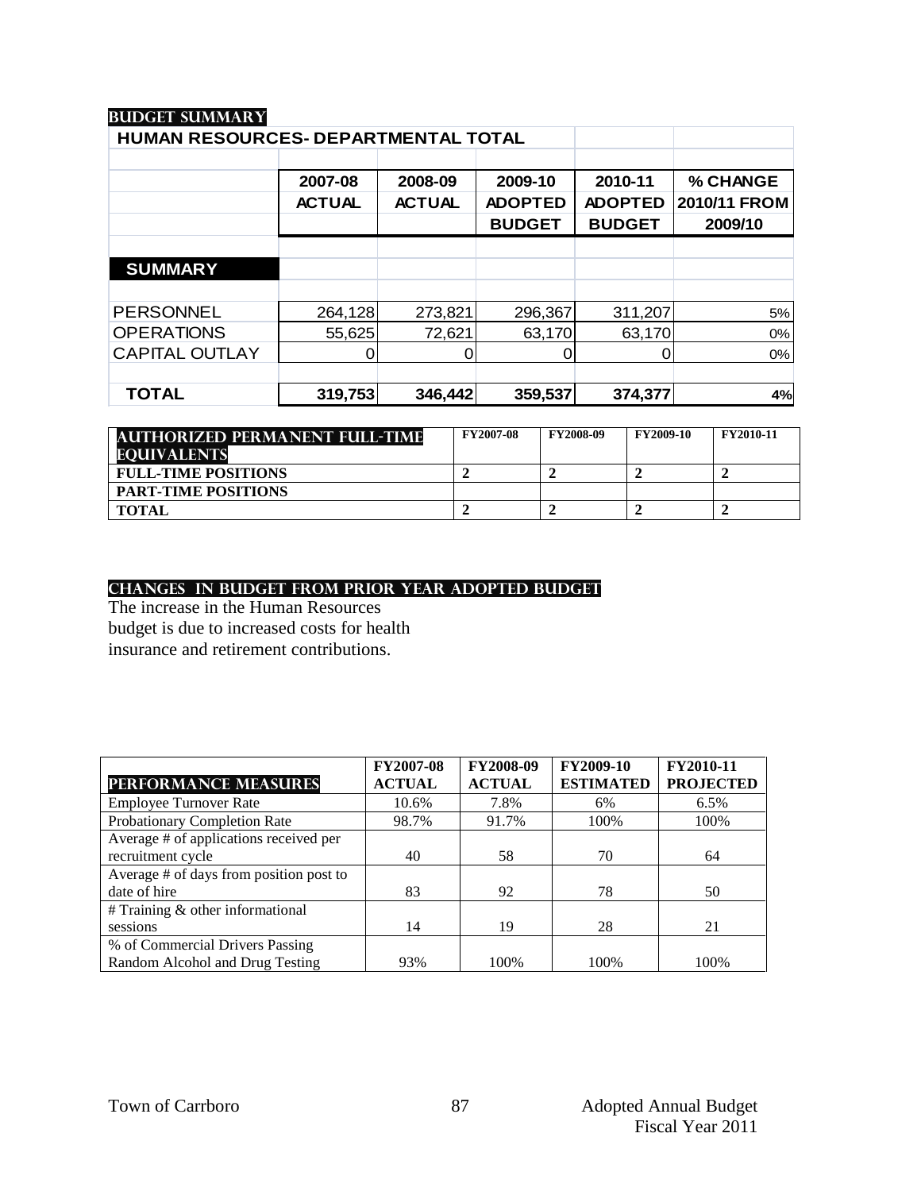## BUDGET SUMMARY

| HUMAN RESOURCES- DEPARTMENTAL TOTAL | 2007-08 ACTUAL | 2008-09 ACTUAL | 2009-10 ADOPTED BUDGET | 2010-11 ADOPTED BUDGET | % CHANGE 2010/11 FROM 2009/10 |
|---|---|---|---|---|---|
| **SUMMARY** | | | | | |
| PERSONNEL | 264,128 | 273,821 | 296,367 | 311,207 | 5% |
| OPERATIONS | 55,625 | 72,621 | 63,170 | 63,170 | 0% |
| CAPITAL OUTLAY | 0 | 0 | 0 | 0 | 0% |
| **TOTAL** | **319,753** | **346,442** | **359,537** | **374,377** | **4%** |

| AUTHORIZED PERMANENT FULL-TIME EQUIVALENTS | FY2007-08 | FY2008-09 | FY2009-10 | FY2010-11 |
|---|---|---|---|---|
| **FULL-TIME POSITIONS** | 2 | 2 | 2 | 2 |
| **PART-TIME POSITIONS** | | | | |
| **TOTAL** | 2 | 2 | 2 | 2 |

## CHANGES IN BUDGET FROM PRIOR YEAR ADOPTED BUDGET

The increase in the Human Resources budget is due to increased costs for health insurance and retirement contributions.

| PERFORMANCE MEASURES | FY2007-08 ACTUAL | FY2008-09 ACTUAL | FY2009-10 ESTIMATED | FY2010-11 PROJECTED |
|---|---|---|---|---|
| Employee Turnover Rate | 10.6% | 7.8% | 6% | 6.5% |
| Probationary Completion Rate | 98.7% | 91.7% | 100% | 100% |
| Average # of applications received per recruitment cycle | 40 | 58 | 70 | 64 |
| Average # of days from position post to date of hire | 83 | 92 | 78 | 50 |
| # Training & other informational sessions | 14 | 19 | 28 | 21 |
| % of Commercial Drivers Passing Random Alcohol and Drug Testing | 93% | 100% | 100% | 100% |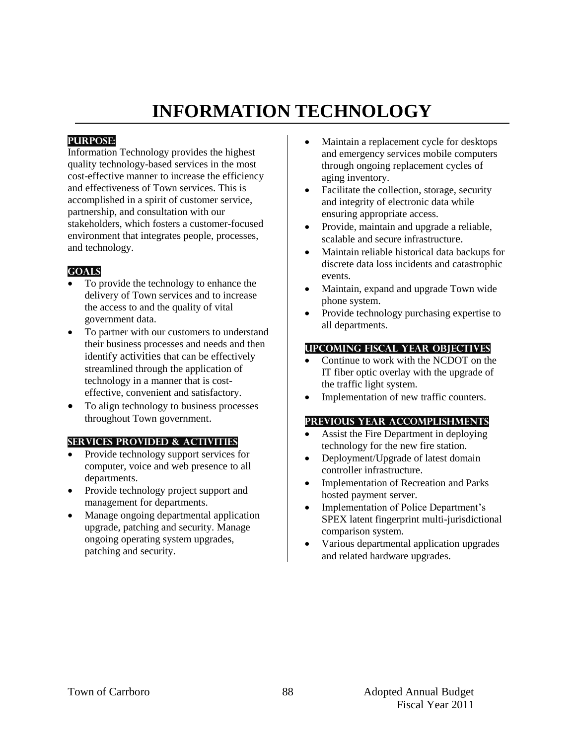# INFORMATION TECHNOLOGY

## PURPOSE:

Information Technology provides the highest quality technology-based services in the most cost-effective manner to increase the efficiency and effectiveness of Town services. This is accomplished in a spirit of customer service, partnership, and consultation with our stakeholders, which fosters a customer-focused environment that integrates people, processes, and technology.

## GOALS

- To provide the technology to enhance the delivery of Town services and to increase the access to and the quality of vital government data.
- To partner with our customers to understand their business processes and needs and then identify activities that can be effectively streamlined through the application of technology in a manner that is cost-effective, convenient and satisfactory.
- To align technology to business processes throughout Town government.

## SERVICES PROVIDED & ACTIVITIES

- Provide technology support services for computer, voice and web presence to all departments.
- Provide technology project support and management for departments.
- Manage ongoing departmental application upgrade, patching and security. Manage ongoing operating system upgrades, patching and security.
- Maintain a replacement cycle for desktops and emergency services mobile computers through ongoing replacement cycles of aging inventory.
- Facilitate the collection, storage, security and integrity of electronic data while ensuring appropriate access.
- Provide, maintain and upgrade a reliable, scalable and secure infrastructure.
- Maintain reliable historical data backups for discrete data loss incidents and catastrophic events.
- Maintain, expand and upgrade Town wide phone system.
- Provide technology purchasing expertise to all departments.

## UPCOMING FISCAL YEAR OBJECTIVES

- Continue to work with the NCDOT on the IT fiber optic overlay with the upgrade of the traffic light system.
- Implementation of new traffic counters.

## PREVIOUS YEAR ACCOMPLISHMENTS

- Assist the Fire Department in deploying technology for the new fire station.
- Deployment/Upgrade of latest domain controller infrastructure.
- Implementation of Recreation and Parks hosted payment server.
- Implementation of Police Department's SPEX latent fingerprint multi-jurisdictional comparison system.
- Various departmental application upgrades and related hardware upgrades.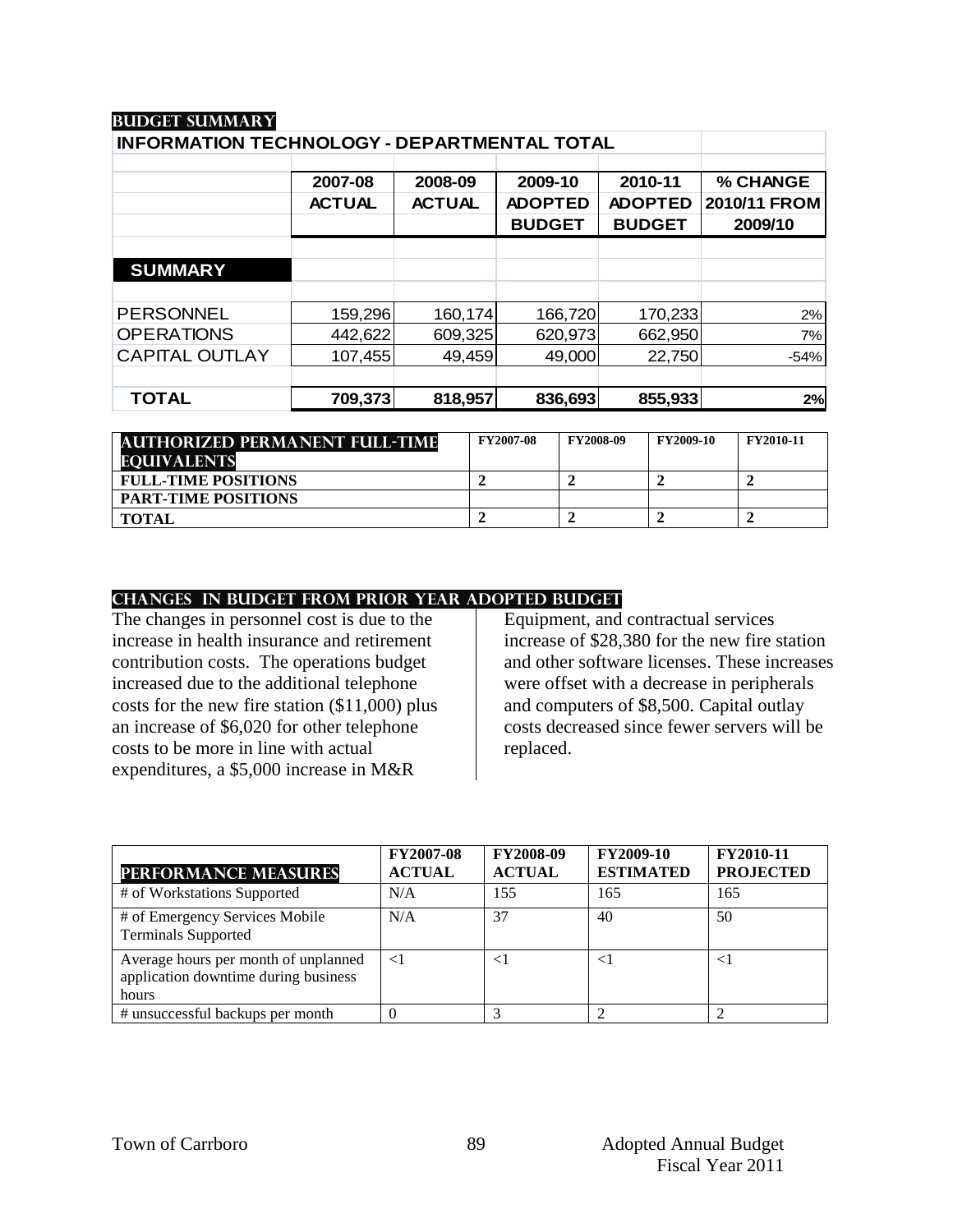## BUDGET SUMMARY

| INFORMATION TECHNOLOGY - DEPARTMENTAL TOTAL | 2007-08 ACTUAL | 2008-09 ACTUAL | 2009-10 ADOPTED BUDGET | 2010-11 ADOPTED BUDGET | % CHANGE 2010/11 FROM 2009/10 |
|---|---|---|---|---|---|
| **SUMMARY** | | | | | |
| PERSONNEL | 159,296 | 160,174 | 166,720 | 170,233 | 2% |
| OPERATIONS | 442,622 | 609,325 | 620,973 | 662,950 | 7% |
| CAPITAL OUTLAY | 107,455 | 49,459 | 49,000 | 22,750 | -54% |
| **TOTAL** | **709,373** | **818,957** | **836,693** | **855,933** | **2%** |

| AUTHORIZED PERMANENT FULL-TIME EQUIVALENTS | FY2007-08 | FY2008-09 | FY2009-10 | FY2010-11 |
|---|---|---|---|---|
| **FULL-TIME POSITIONS** | **2** | **2** | **2** | **2** |
| **PART-TIME POSITIONS** | | | | |
| **TOTAL** | **2** | **2** | **2** | **2** |

## CHANGES IN BUDGET FROM PRIOR YEAR ADOPTED BUDGET

The changes in personnel cost is due to the increase in health insurance and retirement contribution costs. The operations budget increased due to the additional telephone costs for the new fire station ($11,000) plus an increase of $6,020 for other telephone costs to be more in line with actual expenditures, a $5,000 increase in M&R Equipment, and contractual services increase of $28,380 for the new fire station and other software licenses. These increases were offset with a decrease in peripherals and computers of $8,500. Capital outlay costs decreased since fewer servers will be replaced.

| PERFORMANCE MEASURES | FY2007-08 ACTUAL | FY2008-09 ACTUAL | FY2009-10 ESTIMATED | FY2010-11 PROJECTED |
|---|---|---|---|---|
| # of Workstations Supported | N/A | 155 | 165 | 165 |
| # of Emergency Services Mobile Terminals Supported | N/A | 37 | 40 | 50 |
| Average hours per month of unplanned application downtime during business hours | <1 | <1 | <1 | <1 |
| # unsuccessful backups per month | 0 | 3 | 2 | 2 |